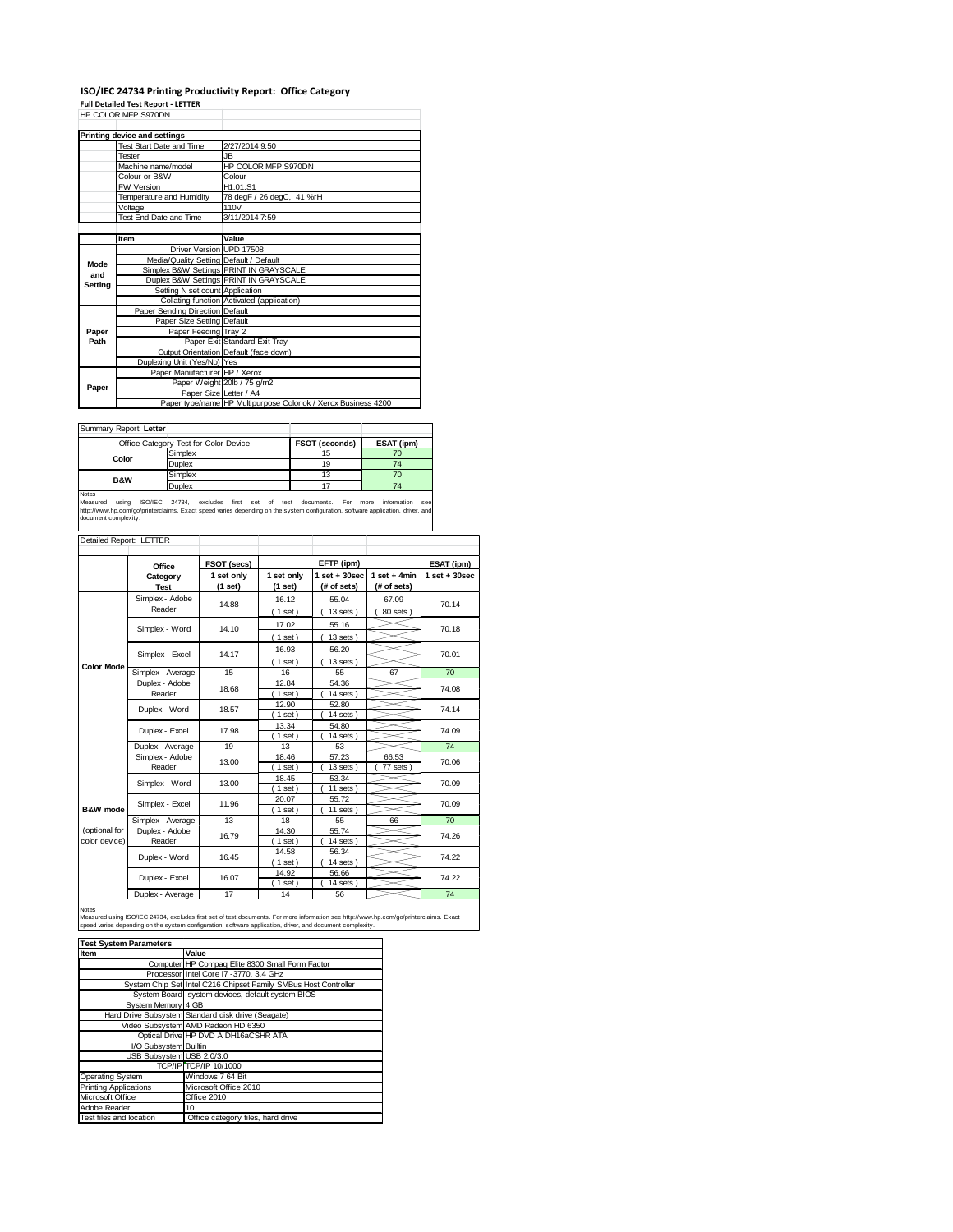# ISO/IEC 24734 Printing Productivity Report: Office Category

**Full Detailed Test Report - LETTER**

HP COLOR MFP S970DN

| Printing device and settings | |
|---|---|
| Test Start Date and Time | 2/27/2014 9:50 |
| Tester | JB |
| Machine name/model | HP COLOR MFP S970DN |
| Colour or B&W | Colour |
| FW Version | H1.01.S1 |
| Temperature and Humidity | 78 degF / 26 degC, 41 %rH |
| Voltage | 110V |
| Test End Date and Time | 3/11/2014 7:59 |

| | Item | Value |
|---|---|---|
| Mode and Setting | Driver Version | UPD 17508 |
| | Media/Quality Setting | Default / Default |
| | Simplex B&W Settings | PRINT IN GRAYSCALE |
| | Duplex B&W Settings | PRINT IN GRAYSCALE |
| | Setting N set count | Application |
| | Collating function | Activated (application) |
| Paper Path | Paper Sending Direction | Default |
| | Paper Size Setting | Default |
| | Paper Feeding | Tray 2 |
| | Paper Exit | Standard Exit Tray |
| | Output Orientation | Default (face down) |
| | Duplexing Unit (Yes/No) | Yes |
| Paper | Paper Manufacturer | HP / Xerox |
| | Paper Weight | 20lb / 75 g/m2 |
| | Paper Size | Letter / A4 |
| | Paper type/name | HP Multipurpose Colorlok / Xerox Business 4200 |

Summary Report: **Letter**

| Office Category Test for Color Device | | FSOT (seconds) | ESAT (ipm) |
|---|---|---|---|
| Color | Simplex | 15 | 70 |
| | Duplex | 19 | 74 |
| B&W | Simplex | 13 | 70 |
| | Duplex | 17 | 74 |

Notes
Measured using ISO/IEC 24734, excludes first set of test documents. For more information see http://www.hp.com/go/printerclaims. Exact speed varies depending on the system configuration, software application, driver, and document complexity.

Detailed Report: LETTER

| | Office Category Test | FSOT (secs) 1 set only (1 set) | EFTP (ipm) 1 set only (1 set) | EFTP (ipm) 1 set + 30sec (# of sets) | EFTP (ipm) 1 set + 4min (# of sets) | ESAT (ipm) 1 set + 30sec |
|---|---|---|---|---|---|---|
| Color Mode | Simplex - Adobe Reader | 14.88 | 16.12 (1 set) | 55.04 (13 sets) | 67.09 (80 sets) | 70.14 |
| | Simplex - Word | 14.10 | 17.02 (1 set) | 55.16 (13 sets) | | 70.18 |
| | Simplex - Excel | 14.17 | 16.93 (1 set) | 56.20 (13 sets) | | 70.01 |
| | Simplex - Average | 15 | 16 | 55 | 67 | 70 |
| | Duplex - Adobe Reader | 18.68 | 12.84 (1 set) | 54.36 (14 sets) | | 74.08 |
| | Duplex - Word | 18.57 | 12.90 (1 set) | 52.80 (14 sets) | | 74.14 |
| | Duplex - Excel | 17.98 | 13.34 (1 set) | 54.80 (14 sets) | | 74.09 |
| | Duplex - Average | 19 | 13 | 53 | | 74 |
| B&W mode (optional for color device) | Simplex - Adobe Reader | 13.00 | 18.46 (1 set) | 57.23 (13 sets) | 66.53 (77 sets) | 70.06 |
| | Simplex - Word | 13.00 | 18.45 (1 set) | 53.34 (11 sets) | | 70.09 |
| | Simplex - Excel | 11.96 | 20.07 (1 set) | 55.72 (11 sets) | | 70.09 |
| | Simplex - Average | 13 | 18 | 55 | 66 | 70 |
| | Duplex - Adobe Reader | 16.79 | 14.30 (1 set) | 55.74 (14 sets) | | 74.26 |
| | Duplex - Word | 16.45 | 14.58 (1 set) | 56.34 (14 sets) | | 74.22 |
| | Duplex - Excel | 16.07 | 14.92 (1 set) | 56.66 (14 sets) | | 74.22 |
| | Duplex - Average | 17 | 14 | 56 | | 74 |

Notes
Measured using ISO/IEC 24734, excludes first set of test documents. For more information see http://www.hp.com/go/printerclaims. Exact speed varies depending on the system configuration, software application, driver, and document complexity.

| Test System Parameters | |
|---|---|
| **Item** | **Value** |
| Computer | HP Compaq Elite 8300 Small Form Factor |
| Processor | Intel Core i7 -3770, 3.4 GHz |
| System Chip Set | Intel C216 Chipset Family SMBus Host Controller |
| System Board | system devices, default system BIOS |
| System Memory | 4 GB |
| Hard Drive Subsystem | Standard disk drive (Seagate) |
| Video Subsystem | AMD Radeon HD 6350 |
| Optical Drive | HP DVD A DH16aCSHR ATA |
| I/O Subsystem | Builtin |
| USB Subsystem | USB 2.0/3.0 |
| TCP/IP | TCP/IP 10/1000 |
| Operating System | Windows 7 64 Bit |
| Printing Applications | Microsoft Office 2010 |
| Microsoft Office | Office 2010 |
| Adobe Reader | 10 |
| Test files and location | Office category files, hard drive |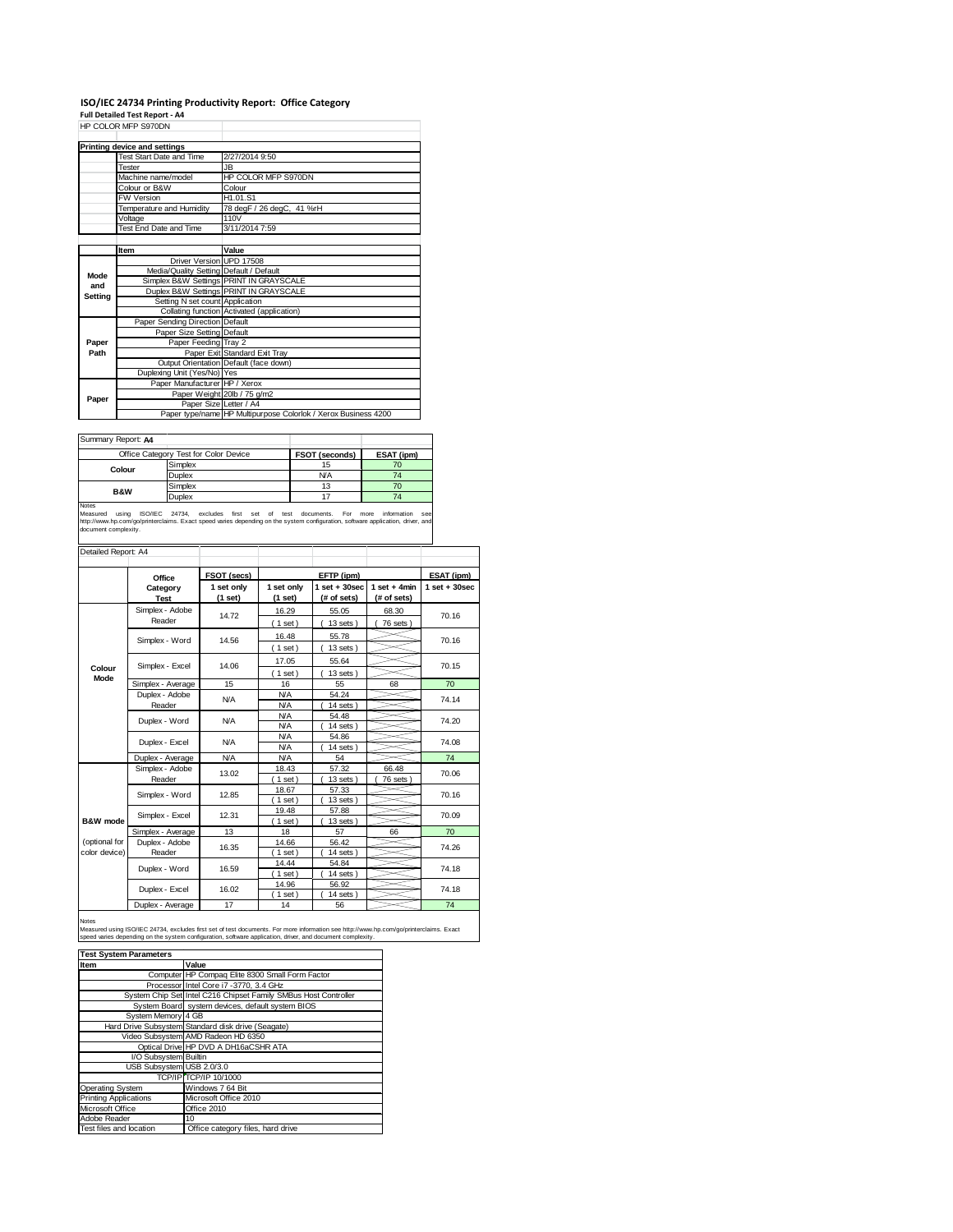# ISO/IEC 24734 Printing Productivity Report: Office Category

**Full Detailed Test Report - A4**

HP COLOR MFP S970DN

| Printing device and settings | |
|---|---|
| Test Start Date and Time | 2/27/2014 9:50 |
| Tester | JB |
| Machine name/model | HP COLOR MFP S970DN |
| Colour or B&W | Colour |
| FW Version | H1.01.S1 |
| Temperature and Humidity | 78 degF / 26 degC, 41 %rH |
| Voltage | 110V |
| Test End Date and Time | 3/11/2014 7:59 |

| | Item | Value |
|---|---|---|
| Mode and Setting | Driver Version | UPD 17508 |
| | Media/Quality Setting | Default / Default |
| | Simplex B&W Settings | PRINT IN GRAYSCALE |
| | Duplex B&W Settings | PRINT IN GRAYSCALE |
| | Setting N set count | Application |
| | Collating function | Activated (application) |
| Paper Path | Paper Sending Direction | Default |
| | Paper Size Setting | Default |
| | Paper Feeding | Tray 2 |
| | Paper Exit | Standard Exit Tray |
| | Output Orientation | Default (face down) |
| | Duplexing Unit (Yes/No) | Yes |
| Paper | Paper Manufacturer | HP / Xerox |
| | Paper Weight | 20lb / 75 g/m2 |
| | Paper Size | Letter / A4 |
| | Paper type/name | HP Multipurpose Colorlok / Xerox Business 4200 |

Summary Report: **A4**

| Office Category Test for Color Device | | FSOT (seconds) | ESAT (ipm) |
|---|---|---|---|
| Colour | Simplex | 15 | 70 |
| | Duplex | N/A | 74 |
| B&W | Simplex | 13 | 70 |
| | Duplex | 17 | 74 |

Notes
Measured using ISO/IEC 24734, excludes first set of test documents. For more information see http://www.hp.com/go/printerclaims. Exact speed varies depending on the system configuration, software application, driver, and document complexity.

Detailed Report: A4

| | Office Category Test | FSOT (secs) 1 set only (1 set) | EFTP (ipm) 1 set only (1 set) | EFTP (ipm) 1 set + 30sec (# of sets) | EFTP (ipm) 1 set + 4min (# of sets) | ESAT (ipm) 1 set + 30sec |
|---|---|---|---|---|---|---|
| Colour Mode | Simplex - Adobe Reader | 14.72 | 16.29 (1 set) | 55.05 (13 sets) | 68.30 (76 sets) | 70.16 |
| | Simplex - Word | 14.56 | 16.48 (1 set) | 55.78 (13 sets) | | 70.16 |
| | Simplex - Excel | 14.06 | 17.05 (1 set) | 55.64 (13 sets) | | 70.15 |
| | Simplex - Average | 15 | 16 | 55 | 68 | 70 |
| | Duplex - Adobe Reader | N/A | N/A N/A | 54.24 (14 sets) | | 74.14 |
| | Duplex - Word | N/A | N/A N/A | 54.48 (14 sets) | | 74.20 |
| | Duplex - Excel | N/A | N/A N/A | 54.86 (14 sets) | | 74.08 |
| | Duplex - Average | N/A | N/A | 54 | | 74 |
| B&W mode (optional for color device) | Simplex - Adobe Reader | 13.02 | 18.43 (1 set) | 57.32 (13 sets) | 66.48 (76 sets) | 70.06 |
| | Simplex - Word | 12.85 | 18.67 (1 set) | 57.33 (13 sets) | | 70.16 |
| | Simplex - Excel | 12.31 | 19.48 (1 set) | 57.88 (13 sets) | | 70.09 |
| | Simplex - Average | 13 | 18 | 57 | 66 | 70 |
| | Duplex - Adobe Reader | 16.35 | 14.66 (1 set) | 56.42 (14 sets) | | 74.26 |
| | Duplex - Word | 16.59 | 14.44 (1 set) | 54.84 (14 sets) | | 74.18 |
| | Duplex - Excel | 16.02 | 14.96 (1 set) | 56.92 (14 sets) | | 74.18 |
| | Duplex - Average | 17 | 14 | 56 | | 74 |

Notes
Measured using ISO/IEC 24734, excludes first set of test documents. For more information see http://www.hp.com/go/printerclaims. Exact speed varies depending on the system configuration, software application, driver, and document complexity.

| Test System Parameters | |
|---|---|
| Item | Value |
| Computer | HP Compaq Elite 8300 Small Form Factor |
| Processor | Intel Core i7 -3770, 3.4 GHz |
| System Chip Set | Intel C216 Chipset Family SMBus Host Controller |
| System Board | system devices, default system BIOS |
| System Memory | 4 GB |
| Hard Drive Subsystem | Standard disk drive (Seagate) |
| Video Subsystem | AMD Radeon HD 6350 |
| Optical Drive | HP DVD A DH16aCSHR ATA |
| I/O Subsystem | Builtin |
| USB Subsystem | USB 2.0/3.0 |
| TCP/IP | TCP/IP 10/1000 |
| Operating System | Windows 7 64 Bit |
| Printing Applications | Microsoft Office 2010 |
| Microsoft Office | Office 2010 |
| Adobe Reader | 10 |
| Test files and location | Office category files, hard drive |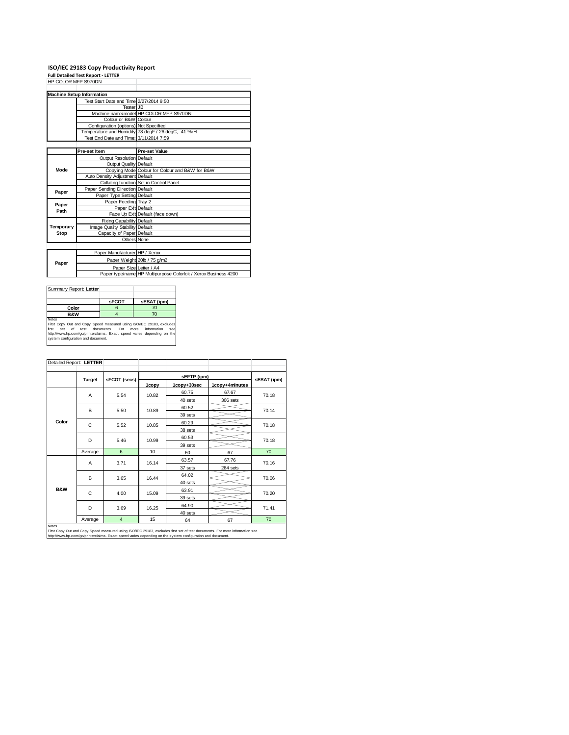# ISO/IEC 29183 Copy Productivity Report

**Full Detailed Test Report - LETTER**

HP COLOR MFP S970DN

| Machine Setup Information | | |
|---|---|---|
| | Test Start Date and Time | 2/27/2014 9:50 |
| | Tester | JB |
| | Machine name/model | HP COLOR MFP S970DN |
| | Colour or B&W | Colour |
| | Configuration (options) | Not Specified |
| | Temperature and Humidity | 78 degF / 26 degC, 41 %rH |
| | Test End Date and Time: | 3/11/2014 7:59 |

| | Pre-set Item | Pre-set Value |
|---|---|---|
| Mode | Output Resolution | Default |
| | Output Quality | Default |
| | Copying Mode | Colour for Colour and B&W for B&W |
| | Auto Density Adjustment | Default |
| | Collating function | Set in Control Panel |
| Paper | Paper Sending Direction | Default |
| | Paper Type Setting | Default |
| Paper Path | Paper Feeding | Tray 2 |
| | Paper Exit | Default |
| | Face Up Exit | Default (face down) |
| Temporary Stop | Fixing Capability | Default |
| | Image Quality Stability | Default |
| | Capacity of Paper | Default |
| | Others | None |

| | | |
|---|---|---|
| Paper | Paper Manufacturer | HP / Xerox |
| | Paper Weight | 20lb / 75 g/m2 |
| | Paper Size | Letter / A4 |
| | Paper type/name | HP Multipurpose Colorlok / Xerox Business 4200 |

Summary Report: **Letter**

| | sFCOT | sESAT (ipm) |
|---|---|---|
| Color | 6 | 70 |
| B&W | 4 | 70 |

Notes
First Copy Out and Copy Speed measured using ISO/IEC 29183, excludes first set of test documents. For more information see http://www.hp.com/go/printerclaims. Exact speed varies depending on the system configuration and document.

Detailed Report: **LETTER**

| | Target | sFCOT (secs) | sEFTP (ipm) | | | sESAT (ipm) |
|---|---|---|---|---|---|---|
| | | | 1copy | 1copy+30sec | 1copy+4minutes | |
| Color | A | 5.54 | 10.82 | 60.75 | 67.67 | 70.18 |
| | | | | 40 sets | 306 sets | |
| | B | 5.50 | 10.89 | 60.52 | | 70.14 |
| | | | | 39 sets | | |
| | C | 5.52 | 10.85 | 60.29 | | 70.18 |
| | | | | 38 sets | | |
| | D | 5.46 | 10.99 | 60.53 | | 70.18 |
| | | | | 39 sets | | |
| | Average | 6 | 10 | 60 | 67 | 70 |
| B&W | A | 3.71 | 16.14 | 63.57 | 67.76 | 70.16 |
| | | | | 37 sets | 284 sets | |
| | B | 3.65 | 16.44 | 64.02 | | 70.06 |
| | | | | 40 sets | | |
| | C | 4.00 | 15.09 | 63.91 | | 70.20 |
| | | | | 39 sets | | |
| | D | 3.69 | 16.25 | 64.90 | | 71.41 |
| | | | | 40 sets | | |
| | Average | 4 | 15 | 64 | 67 | 70 |

Notes
First Copy Out and Copy Speed measured using ISO/IEC 29183, excludes first set of test documents. For more information see http://www.hp.com/go/printerclaims. Exact speed varies depending on the system configuration and document.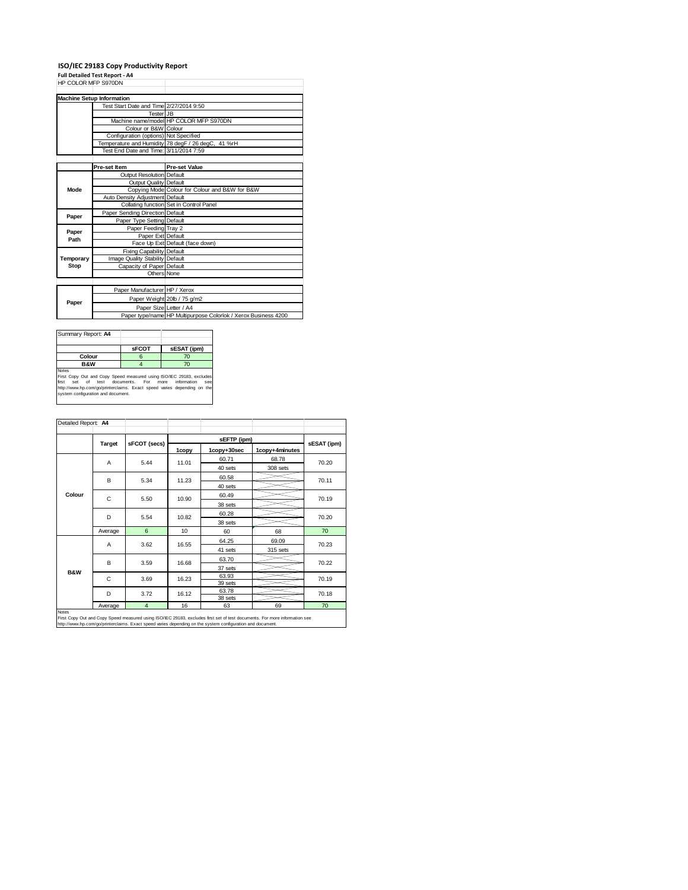# ISO/IEC 29183 Copy Productivity Report

**Full Detailed Test Report - A4**

HP COLOR MFP S970DN

| **Machine Setup Information** | | |
|---|---|---|
| | Test Start Date and Time | 2/27/2014 9:50 |
| | Tester | JB |
| | Machine name/model | HP COLOR MFP S970DN |
| | Colour or B&W | Colour |
| | Configuration (options) | Not Specified |
| | Temperature and Humidity | 78 degF / 26 degC, 41 %rH |
| | Test End Date and Time: | 3/11/2014 7:59 |

| | **Pre-set Item** | **Pre-set Value** |
|---|---|---|
| **Mode** | Output Resolution | Default |
| | Output Quality | Default |
| | Copying Mode | Colour for Colour and B&W for B&W |
| | Auto Density Adjustment | Default |
| | Collating function | Set in Control Panel |
| **Paper** | Paper Sending Direction | Default |
| | Paper Type Setting | Default |
| **Paper Path** | Paper Feeding | Tray 2 |
| | Paper Exit | Default |
| | Face Up Exit | Default (face down) |
| **Temporary Stop** | Fixing Capability | Default |
| | Image Quality Stability | Default |
| | Capacity of Paper | Default |
| | Others | None |

| | | |
|---|---|---|
| **Paper** | Paper Manufacturer | HP / Xerox |
| | Paper Weight | 20lb / 75 g/m2 |
| | Paper Size | Letter / A4 |
| | Paper type/name | HP Multipurpose Colorlok / Xerox Business 4200 |

Summary Report: **A4**

| | **sFCOT** | **sESAT (ipm)** |
|---|---|---|
| **Colour** | 6 | 70 |
| **B&W** | 4 | 70 |

Notes
First Copy Out and Copy Speed measured using ISO/IEC 29183, excludes first set of test documents. For more information see http://www.hp.com/go/printerclaims. Exact speed varies depending on the system configuration and document.

Detailed Report: **A4**

| | **Target** | **sFCOT (secs)** | **sEFTP (ipm)** | | | **sESAT (ipm)** |
|---|---|---|---|---|---|---|
| | | | **1copy** | **1copy+30sec** | **1copy+4minutes** | |
| **Colour** | A | 5.44 | 11.01 | 60.71 / 40 sets | 68.78 / 308 sets | 70.20 |
| | B | 5.34 | 11.23 | 60.58 / 40 sets | | 70.11 |
| | C | 5.50 | 10.90 | 60.49 / 38 sets | | 70.19 |
| | D | 5.54 | 10.82 | 60.28 / 38 sets | | 70.20 |
| | Average | 6 | 10 | 60 | 68 | 70 |
| **B&W** | A | 3.62 | 16.55 | 64.25 / 41 sets | 69.09 / 315 sets | 70.23 |
| | B | 3.59 | 16.68 | 63.70 / 37 sets | | 70.22 |
| | C | 3.69 | 16.23 | 63.93 / 39 sets | | 70.19 |
| | D | 3.72 | 16.12 | 63.78 / 38 sets | | 70.18 |
| | Average | 4 | 16 | 63 | 69 | 70 |

Notes
First Copy Out and Copy Speed measured using ISO/IEC 29183, excludes first set of test documents. For more information see http://www.hp.com/go/printerclaims. Exact speed varies depending on the system configuration and document.